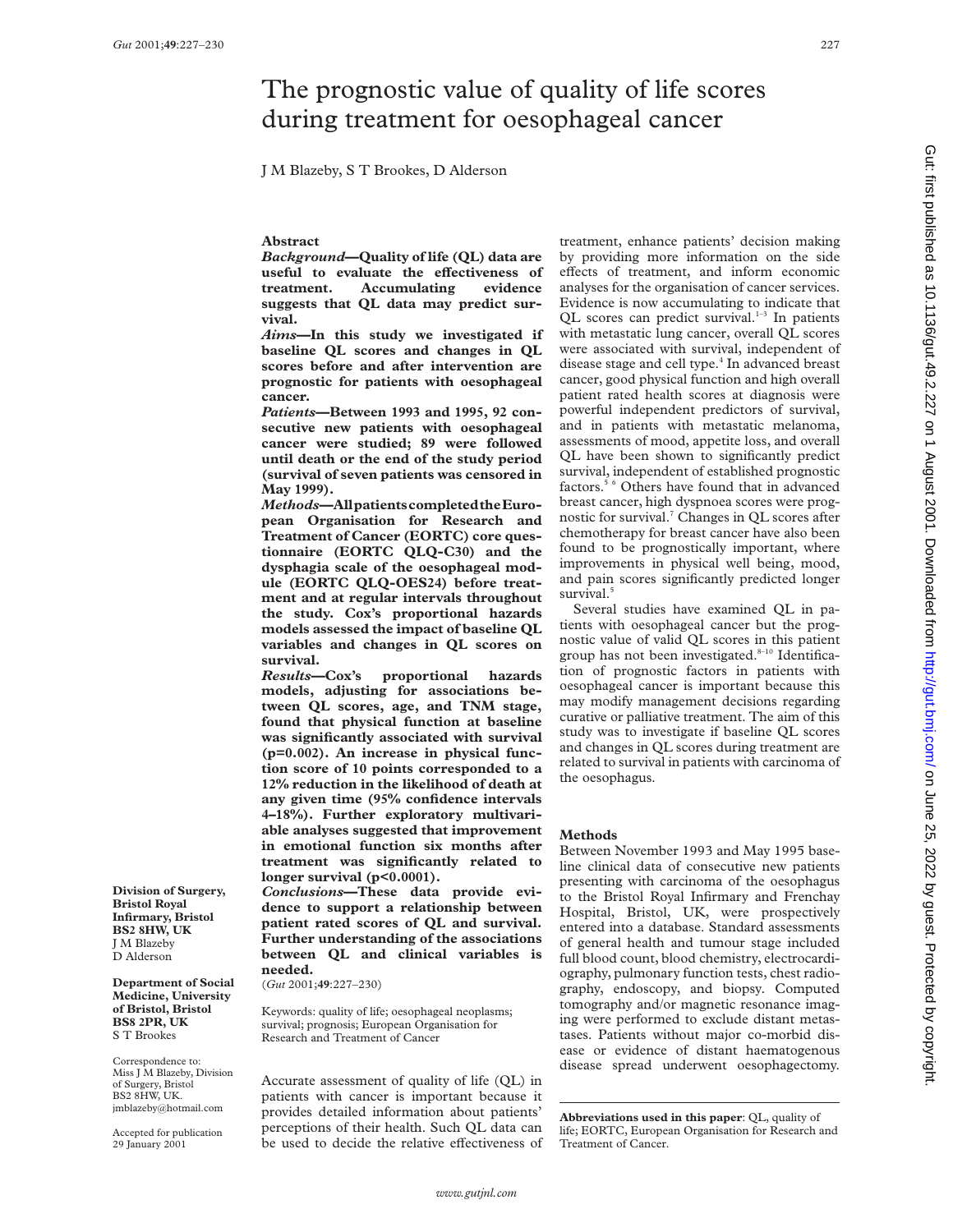# The prognostic value of quality of life scores during treatment for oesophageal cancer

J M Blazeby, S T Brookes, D Alderson

**Division of Surgery, Bristol Royal Infirmary, Bristol BS2 8HW, UK**
J M Blazeby
D Alderson

**Department of Social Medicine, University of Bristol, Bristol BS8 2PR, UK**
S T Brookes

Correspondence to: Miss J M Blazeby, Division of Surgery, Bristol BS2 8HW, UK. jmblazeby@hotmail.com

Accepted for publication 29 January 2001

## Abstract

***Background*—Quality of life (QL) data are useful to evaluate the effectiveness of treatment. Accumulating evidence suggests that QL data may predict survival.**

***Aims*—In this study we investigated if baseline QL scores and changes in QL scores before and after intervention are prognostic for patients with oesophageal cancer.**

***Patients*—Between 1993 and 1995, 92 consecutive new patients with oesophageal cancer were studied; 89 were followed until death or the end of the study period (survival of seven patients was censored in May 1999).**

***Methods*—All patients completed the European Organisation for Research and Treatment of Cancer (EORTC) core questionnaire (EORTC QLQ-C30) and the dysphagia scale of the oesophageal module (EORTC QLQ-OES24) before treatment and at regular intervals throughout the study. Cox's proportional hazards models assessed the impact of baseline QL variables and changes in QL scores on survival.**

***Results*—Cox's proportional hazards models, adjusting for associations between QL scores, age, and TNM stage, found that physical function at baseline was significantly associated with survival (p=0.002). An increase in physical function score of 10 points corresponded to a 12% reduction in the likelihood of death at any given time (95% confidence intervals 4–18%). Further exploratory multivariable analyses suggested that improvement in emotional function six months after treatment was significantly related to longer survival (p<0.0001).**

***Conclusions*—These data provide evidence to support a relationship between patient rated scores of QL and survival. Further understanding of the associations between QL and clinical variables is needed.**

(*Gut* 2001;**49**:227–230)

Keywords: quality of life; oesophageal neoplasms; survival; prognosis; European Organisation for Research and Treatment of Cancer

Accurate assessment of quality of life (QL) in patients with cancer is important because it provides detailed information about patients' perceptions of their health. Such QL data can be used to decide the relative effectiveness of treatment, enhance patients' decision making by providing more information on the side effects of treatment, and inform economic analyses for the organisation of cancer services. Evidence is now accumulating to indicate that QL scores can predict survival.[1–3] In patients with metastatic lung cancer, overall QL scores were associated with survival, independent of disease stage and cell type.[4] In advanced breast cancer, good physical function and high overall patient rated health scores at diagnosis were powerful independent predictors of survival, and in patients with metastatic melanoma, assessments of mood, appetite loss, and overall QL have been shown to significantly predict survival, independent of established prognostic factors.[5 6] Others have found that in advanced breast cancer, high dyspnoea scores were prognostic for survival.[7] Changes in QL scores after chemotherapy for breast cancer have also been found to be prognostically important, where improvements in physical well being, mood, and pain scores significantly predicted longer survival.[5]

Several studies have examined QL in patients with oesophageal cancer but the prognostic value of valid QL scores in this patient group has not been investigated.[8–10] Identification of prognostic factors in patients with oesophageal cancer is important because this may modify management decisions regarding curative or palliative treatment. The aim of this study was to investigate if baseline QL scores and changes in QL scores during treatment are related to survival in patients with carcinoma of the oesophagus.

## Methods

Between November 1993 and May 1995 baseline clinical data of consecutive new patients presenting with carcinoma of the oesophagus to the Bristol Royal Infirmary and Frenchay Hospital, Bristol, UK, were prospectively entered into a database. Standard assessments of general health and tumour stage included full blood count, blood chemistry, electrocardiography, pulmonary function tests, chest radiography, endoscopy, and biopsy. Computed tomography and/or magnetic resonance imaging were performed to exclude distant metastases. Patients without major co-morbid disease or evidence of distant haematogenous disease spread underwent oesophagectomy.

**Abbreviations used in this paper**: QL, quality of life; EORTC, European Organisation for Research and Treatment of Cancer.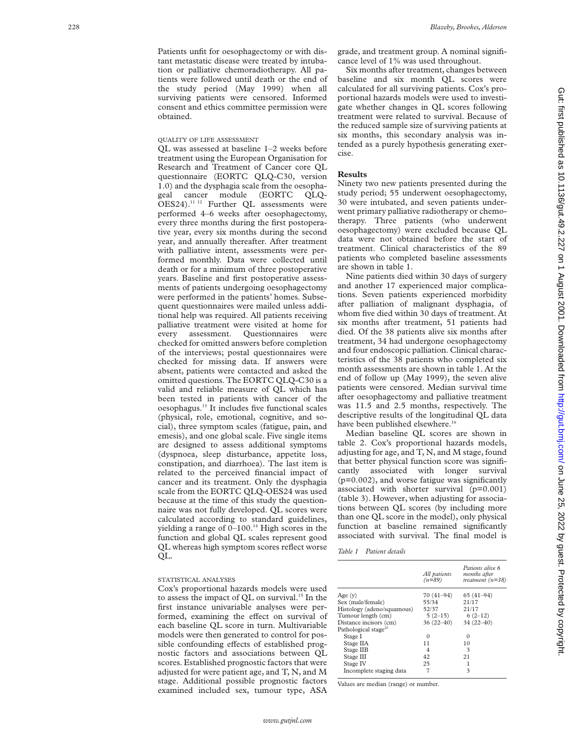Patients unfit for oesophagectomy or with distant metastatic disease were treated by intubation or palliative chemoradiotherapy. All patients were followed until death or the end of the study period (May 1999) when all surviving patients were censored. Informed consent and ethics committee permission were obtained.

### QUALITY OF LIFE ASSESSMENT

QL was assessed at baseline 1–2 weeks before treatment using the European Organisation for Research and Treatment of Cancer core QL questionnaire (EORTC QLQ-C30, version 1.0) and the dysphagia scale from the oesophageal cancer module (EORTC QLQ-OES24).[11,12] Further QL assessments were performed 4–6 weeks after oesophagectomy, every three months during the first postoperative year, every six months during the second year, and annually thereafter. After treatment with palliative intent, assessments were performed monthly. Data were collected until death or for a minimum of three postoperative years. Baseline and first postoperative assessments of patients undergoing oesophagectomy were performed in the patients' homes. Subsequent questionnaires were mailed unless additional help was required. All patients receiving palliative treatment were visited at home for every assessment. Questionnaires were checked for omitted answers before completion of the interviews; postal questionnaires were checked for missing data. If answers were absent, patients were contacted and asked the omitted questions. The EORTC QLQ-C30 is a valid and reliable measure of QL which has been tested in patients with cancer of the oesophagus.[13] It includes five functional scales (physical, role, emotional, cognitive, and social), three symptom scales (fatigue, pain, and emesis), and one global scale. Five single items are designed to assess additional symptoms (dyspnoea, sleep disturbance, appetite loss, constipation, and diarrhoea). The last item is related to the perceived financial impact of cancer and its treatment. Only the dysphagia scale from the EORTC QLQ-OES24 was used because at the time of this study the questionnaire was not fully developed. QL scores were calculated according to standard guidelines, yielding a range of 0–100.[14] High scores in the function and global QL scales represent good QL whereas high symptom scores reflect worse QL.

### STATISTICAL ANALYSES

Cox's proportional hazards models were used to assess the impact of QL on survival.[15] In the first instance univariable analyses were performed, examining the effect on survival of each baseline QL score in turn. Multivariable models were then generated to control for possible confounding effects of established prognostic factors and associations between QL scores. Established prognostic factors that were adjusted for were patient age, and T, N, and M stage. Additional possible prognostic factors examined included sex, tumour type, ASA grade, and treatment group. A nominal significance level of 1% was used throughout.

Six months after treatment, changes between baseline and six month QL scores were calculated for all surviving patients. Cox's proportional hazards models were used to investigate whether changes in QL scores following treatment were related to survival. Because of the reduced sample size of surviving patients at six months, this secondary analysis was intended as a purely hypothesis generating exercise.

## Results

Ninety two new patients presented during the study period; 55 underwent oesophagectomy, 30 were intubated, and seven patients underwent primary palliative radiotherapy or chemotherapy. Three patients (who underwent oesophagectomy) were excluded because QL data were not obtained before the start of treatment. Clinical characteristics of the 89 patients who completed baseline assessments are shown in table 1.

Nine patients died within 30 days of surgery and another 17 experienced major complications. Seven patients experienced morbidity after palliation of malignant dysphagia, of whom five died within 30 days of treatment. At six months after treatment, 51 patients had died. Of the 38 patients alive six months after treatment, 34 had undergone oesophagectomy and four endoscopic palliation. Clinical characteristics of the 38 patients who completed six month assessments are shown in table 1. At the end of follow up (May 1999), the seven alive patients were censored. Median survival time after oesophagectomy and palliative treatment was 11.5 and 2.5 months, respectively. The descriptive results of the longitudinal QL data have been published elsewhere.[16]

Median baseline QL scores are shown in table 2. Cox's proportional hazards models, adjusting for age, and T, N, and M stage, found that better physical function score was significantly associated with longer survival (p=0.002), and worse fatigue was significantly associated with shorter survival (p=0.001) (table 3). However, when adjusting for associations between QL scores (by including more than one QL score in the model), only physical function at baseline remained significantly associated with survival. The final model is

*Table 1 Patient details*

| | *All patients (n=89)* | *Patients alive 6 months after treatment (n=38)* |
|---|---|---|
| Age (y) | 70 (41–94) | 65 (41–94) |
| Sex (male/female) | 55/34 | 21/17 |
| Histology (adeno/squamous) | 52/37 | 21/17 |
| Tumour length (cm) | 5 (2–15) | 6 (2–12) |
| Distance incisors (cm) | 36 (22–40) | 34 (22–40) |
| Pathological stage[20] | | |
| Stage I | 0 | 0 |
| Stage IIA | 11 | 10 |
| Stage IIB | 4 | 3 |
| Stage III | 42 | 21 |
| Stage IV | 25 | 1 |
| Incomplete staging data | 7 | 3 |

Values are median (range) or number.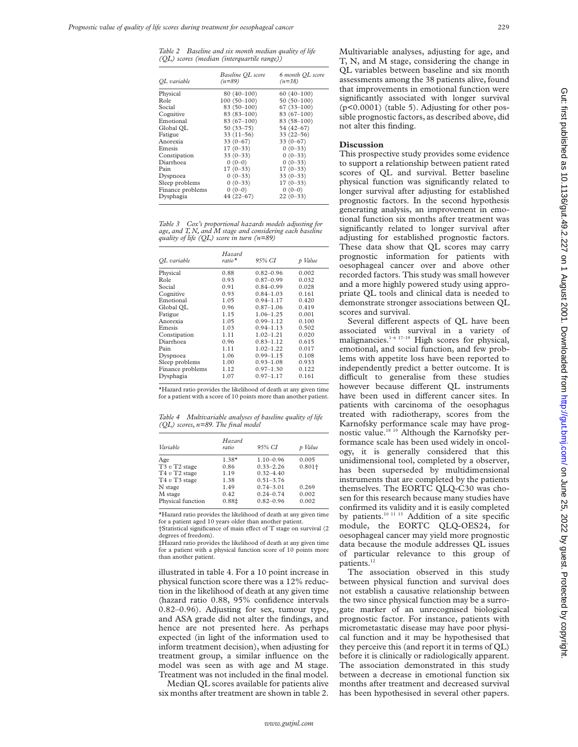*Table 2 Baseline and six month median quality of life (QL) scores (median (interquartile range))*

| QL variable | Baseline QL score (n=89) | 6 month QL score (n=38) |
|---|---|---|
| Physical | 80 (40–100) | 60 (40–100) |
| Role | 100 (50–100) | 50 (50–100) |
| Social | 83 (50–100) | 67 (33–100) |
| Cognitive | 83 (83–100) | 83 (67–100) |
| Emotional | 83 (67–100) | 83 (58–100) |
| Global QL | 50 (33–75) | 54 (42–67) |
| Fatigue | 33 (11–56) | 33 (22–56) |
| Anorexia | 33 (0–67) | 33 (0–67) |
| Emesis | 17 (0–33) | 0 (0–33) |
| Constipation | 33 (0–33) | 0 (0–33) |
| Diarrhoea | 0 (0–0) | 0 (0–33) |
| Pain | 17 (0–33) | 17 (0–33) |
| Dyspnoea | 0 (0–33) | 33 (0–33) |
| Sleep problems | 0 (0–33) | 17 (0–33) |
| Finance problems | 0 (0–0) | 0 (0–0) |
| Dysphagia | 44 (22–67) | 22 (0–33) |

*Table 3 Cox's proportional hazards models adjusting for age, and T, N, and M stage and considering each baseline quality of life (QL) score in turn (n=89)*

| QL variable | Hazard ratio* | 95% CI | p Value |
|---|---|---|---|
| Physical | 0.88 | 0.82–0.96 | 0.002 |
| Role | 0.93 | 0.87–0.99 | 0.032 |
| Social | 0.91 | 0.84–0.99 | 0.028 |
| Cognitive | 0.93 | 0.84–1.03 | 0.161 |
| Emotional | 1.05 | 0.94–1.17 | 0.420 |
| Global QL | 0.96 | 0.87–1.06 | 0.419 |
| Fatigue | 1.15 | 1.06–1.25 | 0.001 |
| Anorexia | 1.05 | 0.99–1.12 | 0.100 |
| Emesis | 1.03 | 0.94–1.13 | 0.502 |
| Constipation | 1.11 | 1.02–1.21 | 0.020 |
| Diarrhoea | 0.96 | 0.83–1.12 | 0.615 |
| Pain | 1.11 | 1.02–1.22 | 0.017 |
| Dyspnoea | 1.06 | 0.99–1.15 | 0.108 |
| Sleep problems | 1.00 | 0.93–1.08 | 0.933 |
| Finance problems | 1.12 | 0.97–1.30 | 0.122 |
| Dysphagia | 1.07 | 0.97–1.17 | 0.161 |

*Hazard ratio provides the likelihood of death at any given time for a patient with a score of 10 points more than another patient.

*Table 4 Multivariable analyses of baseline quality of life (QL) scores, n=89. The final model*

| Variable | Hazard ratio | 95% CI | p Value |
|---|---|---|---|
| Age | 1.38* | 1.10–0.96 | 0.005 |
| T3 *v* T2 stage | 0.86 | 0.33–2.26 | 0.801† |
| T4 *v* T2 stage | 1.19 | 0.32–4.40 | |
| T4 *v* T3 stage | 1.38 | 0.51–3.76 | |
| N stage | 1.49 | 0.74–3.01 | 0.269 |
| M stage | 0.42 | 0.24–0.74 | 0.002 |
| Physical function | 0.88‡ | 0.82–0.96 | 0.002 |

*Hazard ratio provides the likelihood of death at any given time for a patient aged 10 years older than another patient.
†Statistical significance of main effect of T stage on survival (2 degrees of freedom).
‡Hazard ratio provides the likelihood of death at any given time for a patient with a physical function score of 10 points more than another patient.

illustrated in table 4. For a 10 point increase in physical function score there was a 12% reduction in the likelihood of death at any given time (hazard ratio 0.88, 95% confidence intervals 0.82–0.96). Adjusting for sex, tumour type, and ASA grade did not alter the findings, and hence are not presented here. As perhaps expected (in light of the information used to inform treatment decision), when adjusting for treatment group, a similar influence on the model was seen as with age and M stage. Treatment was not included in the final model.

Median QL scores available for patients alive six months after treatment are shown in table 2.

Multivariable analyses, adjusting for age, and T, N, and M stage, considering the change in QL variables between baseline and six month assessments among the 38 patients alive, found that improvements in emotional function were significantly associated with longer survival ($p<0.0001$) (table 5). Adjusting for other possible prognostic factors, as described above, did not alter this finding.

## Discussion

This prospective study provides some evidence to support a relationship between patient rated scores of QL and survival. Better baseline physical function was significantly related to longer survival after adjusting for established prognostic factors. In the second hypothesis generating analysis, an improvement in emotional function six months after treatment was significantly related to longer survival after adjusting for established prognostic factors. These data show that QL scores may carry prognostic information for patients with oesophageal cancer over and above other recorded factors. This study was small however and a more highly powered study using appropriate QL tools and clinical data is needed to demonstrate stronger associations between QL scores and survival.

Several different aspects of QL have been associated with survival in a variety of malignancies.[1–6 17–19] High scores for physical, emotional, and social function, and few problems with appetite loss have been reported to independently predict a better outcome. It is difficult to generalise from these studies however because different QL instruments have been used in different cancer sites. In patients with carcinoma of the oesophagus treated with radiotherapy, scores from the Karnofsky performance scale may have prognostic value.[18 19] Although the Karnofsky performance scale has been used widely in oncology, it is generally considered that this unidimensional tool, completed by a observer, has been superseded by multidimensional instruments that are completed by the patients themselves. The EORTC QLQ-C30 was chosen for this research because many studies have confirmed its validity and it is easily completed by patients.[10 11 13] Addition of a site specific module, the EORTC QLQ-OES24, for oesophageal cancer may yield more prognostic data because the module addresses QL issues of particular relevance to this group of patients.[12]

The association observed in this study between physical function and survival does not establish a causative relationship between the two since physical function may be a surrogate marker of an unrecognised biological prognostic factor. For instance, patients with micrometastatic disease may have poor physical function and it may be hypothesised that they perceive this (and report it in terms of QL) before it is clinically or radiologically apparent. The association demonstrated in this study between a decrease in emotional function six months after treatment and decreased survival has been hypothesised in several other papers.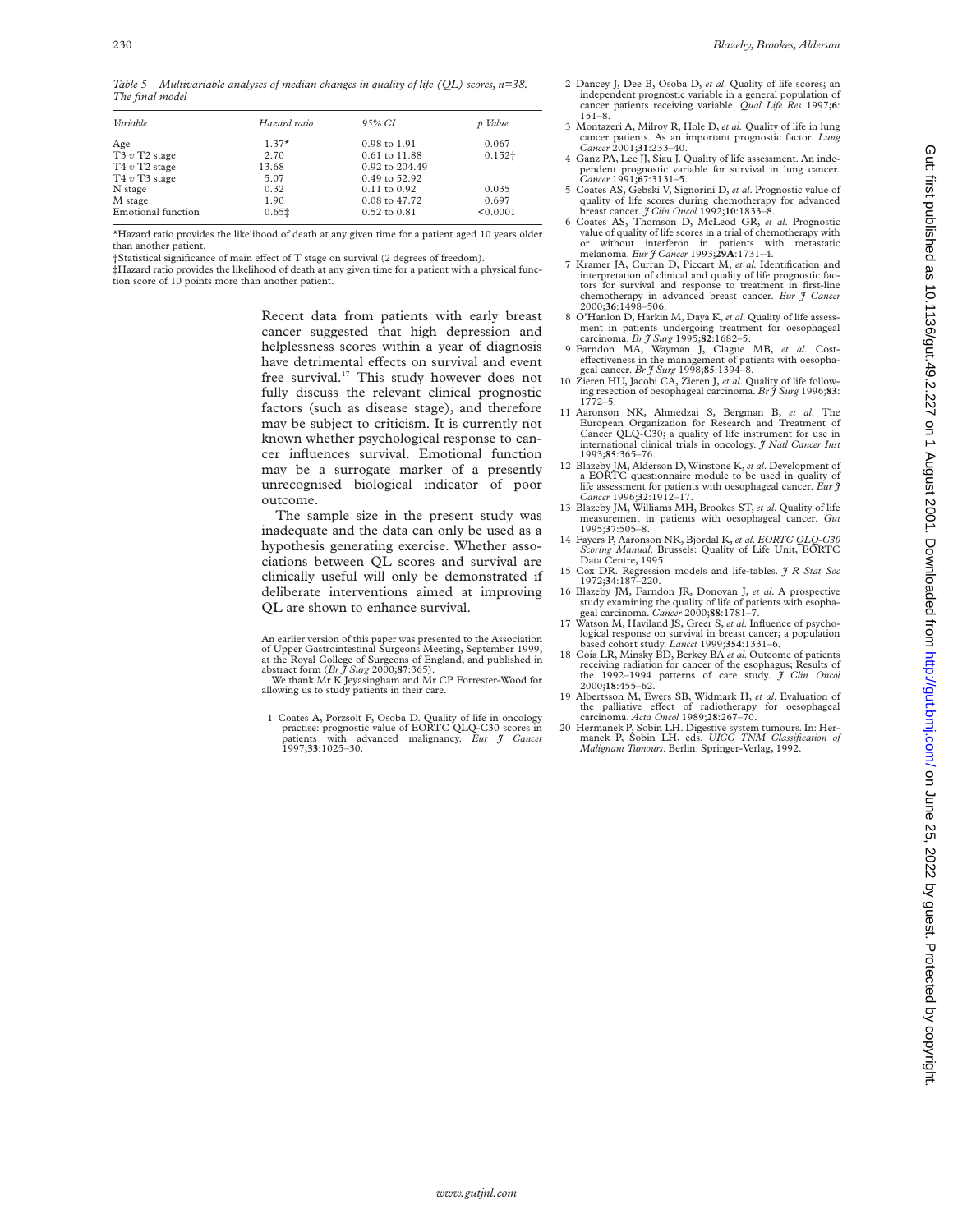*Table 5 Multivariable analyses of median changes in quality of life (QL) scores, n=38. The final model*

| *Variable* | *Hazard ratio* | *95% CI* | *p Value* |
| --- | --- | --- | --- |
| Age | 1.37* | 0.98 to 1.91 | 0.067 |
| T3 *v* T2 stage | 2.70 | 0.61 to 11.88 | 0.152† |
| T4 *v* T2 stage | 13.68 | 0.92 to 204.49 | |
| T4 *v* T3 stage | 5.07 | 0.49 to 52.92 | |
| N stage | 0.32 | 0.11 to 0.92 | 0.035 |
| M stage | 1.90 | 0.08 to 47.72 | 0.697 |
| Emotional function | 0.65‡ | 0.52 to 0.81 | <0.0001 |

*Hazard ratio provides the likelihood of death at any given time for a patient aged 10 years older than another patient.
†Statistical significance of main effect of T stage on survival (2 degrees of freedom).
‡Hazard ratio provides the likelihood of death at any given time for a patient with a physical function score of 10 points more than another patient.

Recent data from patients with early breast cancer suggested that high depression and helplessness scores within a year of diagnosis have detrimental effects on survival and event free survival.[17] This study however does not fully discuss the relevant clinical prognostic factors (such as disease stage), and therefore may be subject to criticism. It is currently not known whether psychological response to cancer influences survival. Emotional function may be a surrogate marker of a presently unrecognised biological indicator of poor outcome.

The sample size in the present study was inadequate and the data can only be used as a hypothesis generating exercise. Whether associations between QL scores and survival are clinically useful will only be demonstrated if deliberate interventions aimed at improving QL are shown to enhance survival.

An earlier version of this paper was presented to the Association of Upper Gastrointestinal Surgeons Meeting, September 1999, at the Royal College of Surgeons of England, and published in abstract form (*Br J Surg* 2000;**87**:365).

We thank Mr K Jeyasingham and Mr CP Forrester-Wood for allowing us to study patients in their care.

1 Coates A, Porzsolt F, Osoba D. Quality of life in oncology practise: prognostic value of EORTC QLQ-C30 scores in patients with advanced malignancy. *Eur J Cancer* 1997;**33**:1025–30.
2 Dancey J, Dee B, Osoba D, *et al*. Quality of life scores; an independent prognostic variable in a general population of cancer patients receiving variable. *Qual Life Res* 1997;**6**:151–8.
3 Montazeri A, Milroy R, Hole D, *et al.* Quality of life in lung cancer patients. As an important prognostic factor. *Lung Cancer* 2001;**31**:233–40.
4 Ganz PA, Lee JJ, Siau J. Quality of life assessment. An independent prognostic variable for survival in lung cancer. *Cancer* 1991;**67**:3131–5.
5 Coates AS, Gebski V, Signorini D, *et al*. Prognostic value of quality of life scores during chemotherapy for advanced breast cancer. *J Clin Oncol* 1992;**10**:1833–8.
6 Coates AS, Thomson D, McLeod GR, *et al*. Prognostic value of quality of life scores in a trial of chemotherapy with or without interferon in patients with metastatic melanoma. *Eur J Cancer* 1993;**29A**:1731–4.
7 Kramer JA, Curran D, Piccart M, *et al.* Identification and interpretation of clinical and quality of life prognostic factors for survival and response to treatment in first-line chemotherapy in advanced breast cancer. *Eur J Cancer* 2000;**36**:1498–506.
8 O'Hanlon D, Harkin M, Daya K, *et al*. Quality of life assessment in patients undergoing treatment for oesophageal carcinoma. *Br J Surg* 1995;**82**:1682–5.
9 Farndon MA, Wayman J, Clague MB, *et al*. Cost-effectiveness in the management of patients with oesophageal cancer. *Br J Surg* 1998;**85**:1394–8.
10 Zieren HU, Jacobi CA, Zieren J, *et al*. Quality of life following resection of oesophageal carcinoma. *Br J Surg* 1996;**83**:1772–5.
11 Aaronson NK, Ahmedzai S, Bergman B, *et al*. The European Organization for Research and Treatment of Cancer QLQ-C30; a quality of life instrument for use in international clinical trials in oncology. *J Natl Cancer Inst* 1993;**85**:365–76.
12 Blazeby JM, Alderson D, Winstone K, *et al*. Development of a EORTC questionnaire module to be used in quality of life assessment for patients with oesophageal cancer. *Eur J Cancer* 1996;**32**:1912–17.
13 Blazeby JM, Williams MH, Brookes ST, *et al*. Quality of life measurement in patients with oesophageal cancer. *Gut* 1995;**37**:505–8.
14 Fayers P, Aaronson NK, Bjordal K, *et al*. *EORTC QLQ-C30 Scoring Manual*. Brussels: Quality of Life Unit, EORTC Data Centre, 1995.
15 Cox DR. Regression models and life-tables. *J R Stat Soc* 1972;**34**:187–220.
16 Blazeby JM, Farndon JR, Donovan J, *et al*. A prospective study examining the quality of life of patients with oesophageal carcinoma. *Cancer* 2000;**88**:1781–7.
17 Watson M, Haviland JS, Greer S, *et al*. Influence of psychological response on survival in breast cancer; a population based cohort study. *Lancet* 1999;**354**:1331–6.
18 Coia LR, Minsky BD, Berkey BA *et al.* Outcome of patients receiving radiation for cancer of the esophagus; Results of the 1992–1994 patterns of care study. *J Clin Oncol* 2000;**18**:455–62.
19 Albertsson M, Ewers SB, Widmark H, *et al*. Evaluation of the palliative effect of radiotherapy for oesophageal carcinoma. *Acta Oncol* 1989;**28**:267–70.
20 Hermanek P, Sobin LH. Digestive system tumours. In: Hermanek P, Sobin LH, eds. *UICC TNM Classification of Malignant Tumours*. Berlin: Springer-Verlag, 1992.